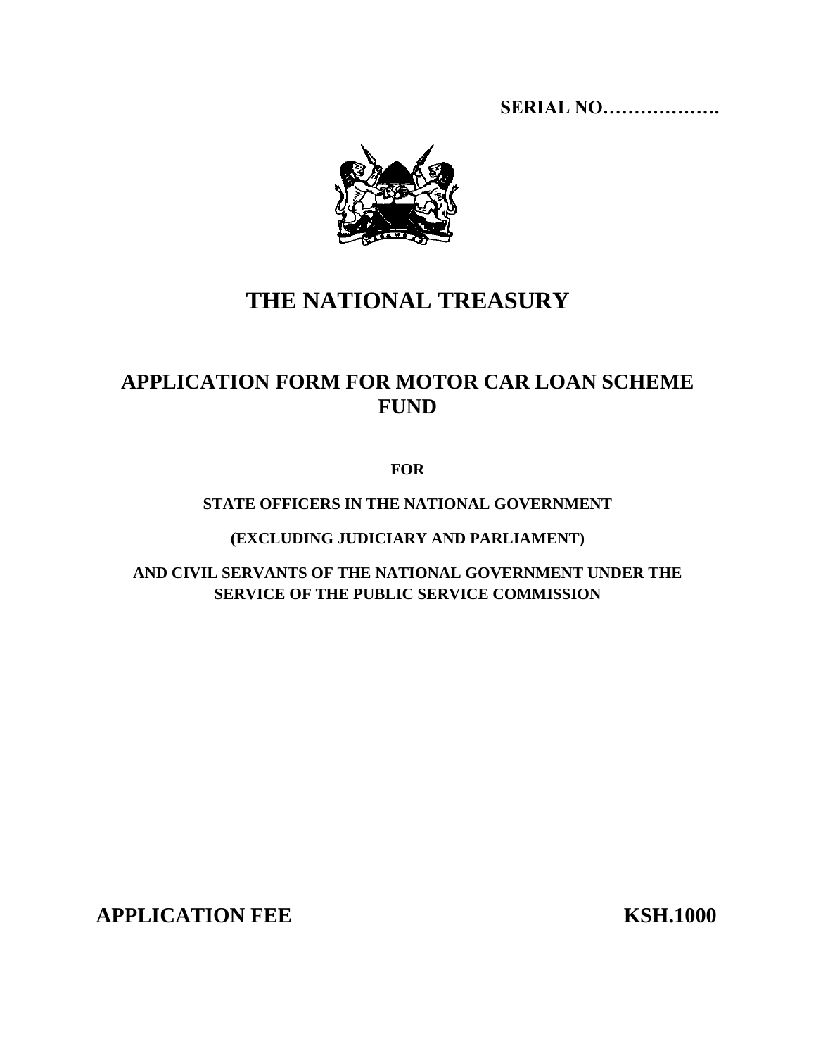**SERIAL NO……………….**

# THE NATIONAL TREASURY

## APPLICATION FORM FOR MOTOR CAR LOAN SCHEME FUND

**FOR**

**STATE OFFICERS IN THE NATIONAL GOVERNMENT**

**(EXCLUDING JUDICIARY AND PARLIAMENT)**

**AND CIVIL SERVANTS OF THE NATIONAL GOVERNMENT UNDER THE SERVICE OF THE PUBLIC SERVICE COMMISSION**

**APPLICATION FEE KSH.1000**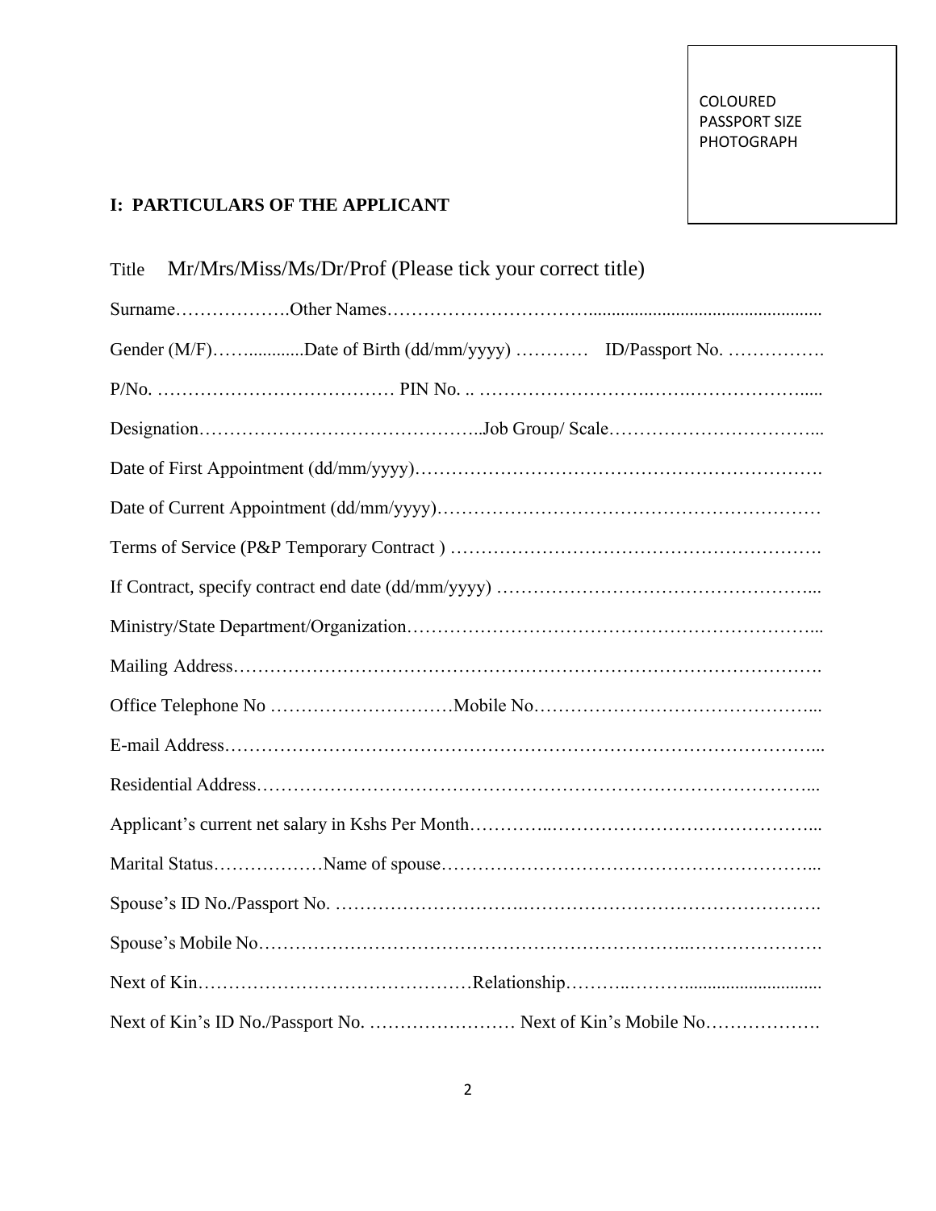COLOURED PASSPORT SIZE PHOTOGRAPH

**I: PARTICULARS OF THE APPLICANT**

Title Mr/Mrs/Miss/Ms/Dr/Prof (Please tick your correct title)

Surname……………….Other Names…………………………..................................................

Gender (M/F)……............Date of Birth (dd/mm/yyyy) ………… ID/Passport No. …………….

P/No. ………………………………… PIN No. .. ………………………….….……………….....

Designation………………………………………..Job Group/ Scale……………………………...

Date of First Appointment (dd/mm/yyyy)……………………………………………………….

Date of Current Appointment (dd/mm/yyyy)……………………………………………………

Terms of Service (P&P Temporary Contract ) ………………………………………………….

If Contract, specify contract end date (dd/mm/yyyy) ……………………………………………...

Ministry/State Department/Organization………………………………………………………...

Mailing Address……………………………………………………………………………………….

Office Telephone No …………………………Mobile No………………………………………...

E-mail Address…………………………………………………………………………………...

Residential Address……………………………………………………………………………...

Applicant's current net salary in Kshs Per Month………….……………………………………...

Marital Status………………Name of spouse……………………………………………………...

Spouse's ID No./Passport No. ………………………….……………………………………….

Spouse's Mobile No……………………………………………………………..………………….

Next of Kin………………………………………Relationship………..……….............................

Next of Kin's ID No./Passport No. …………………… Next of Kin's Mobile No……………….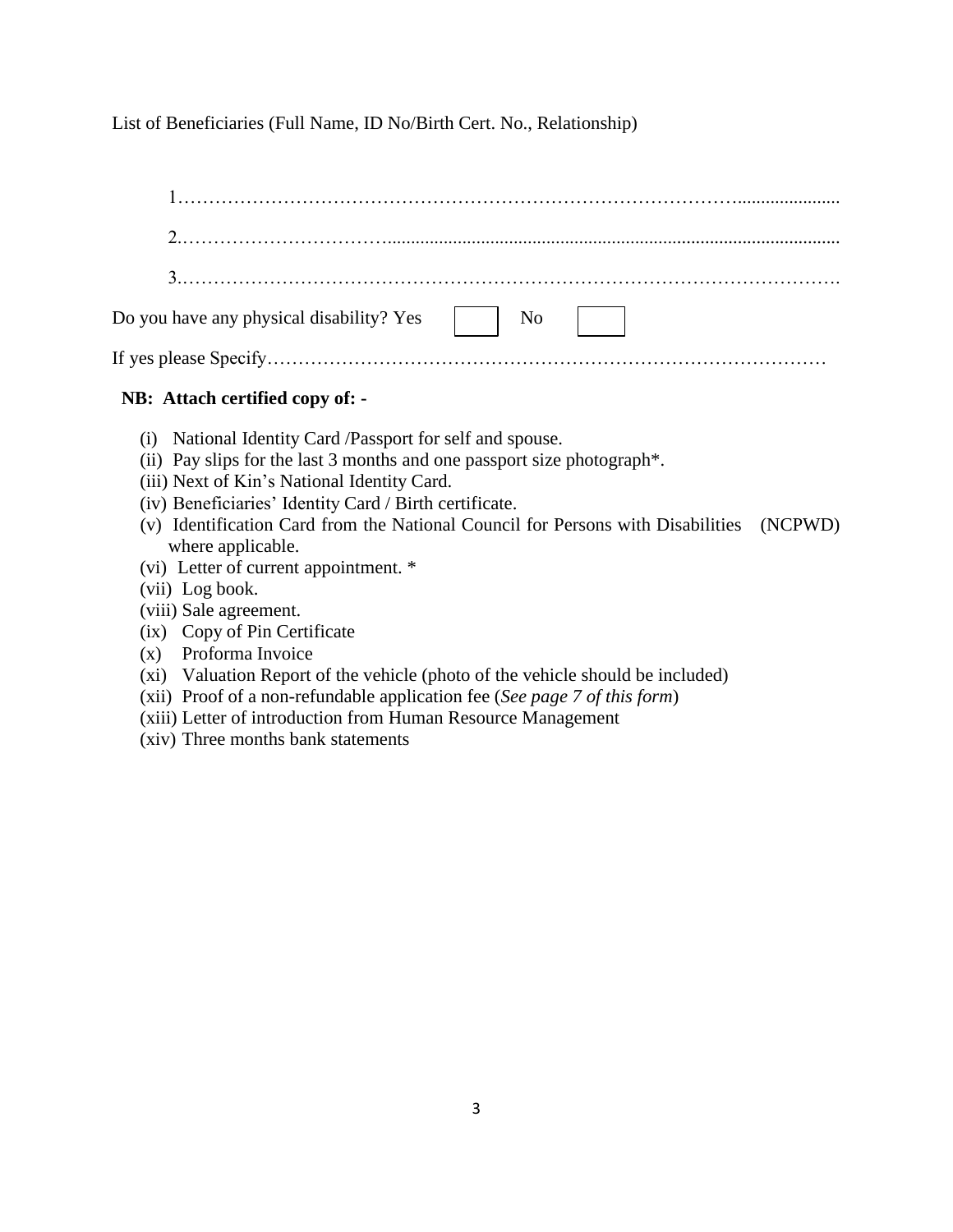List of Beneficiaries (Full Name, ID No/Birth Cert. No., Relationship)

1……………………………………………………………………………………………………

2.……………………………………………………………………………………………………

3.……………………………………………………………………………………………………

Do you have any physical disability? Yes ☐ No ☐

If yes please Specify………………………………………………………………………………

**NB: Attach certified copy of: -**

(i) National Identity Card /Passport for self and spouse.
(ii) Pay slips for the last 3 months and one passport size photograph*.
(iii) Next of Kin's National Identity Card.
(iv) Beneficiaries' Identity Card / Birth certificate.
(v) Identification Card from the National Council for Persons with Disabilities (NCPWD) where applicable.
(vi) Letter of current appointment. *
(vii) Log book.
(viii) Sale agreement.
(ix) Copy of Pin Certificate
(x) Proforma Invoice
(xi) Valuation Report of the vehicle (photo of the vehicle should be included)
(xii) Proof of a non-refundable application fee (*See page 7 of this form*)
(xiii) Letter of introduction from Human Resource Management
(xiv) Three months bank statements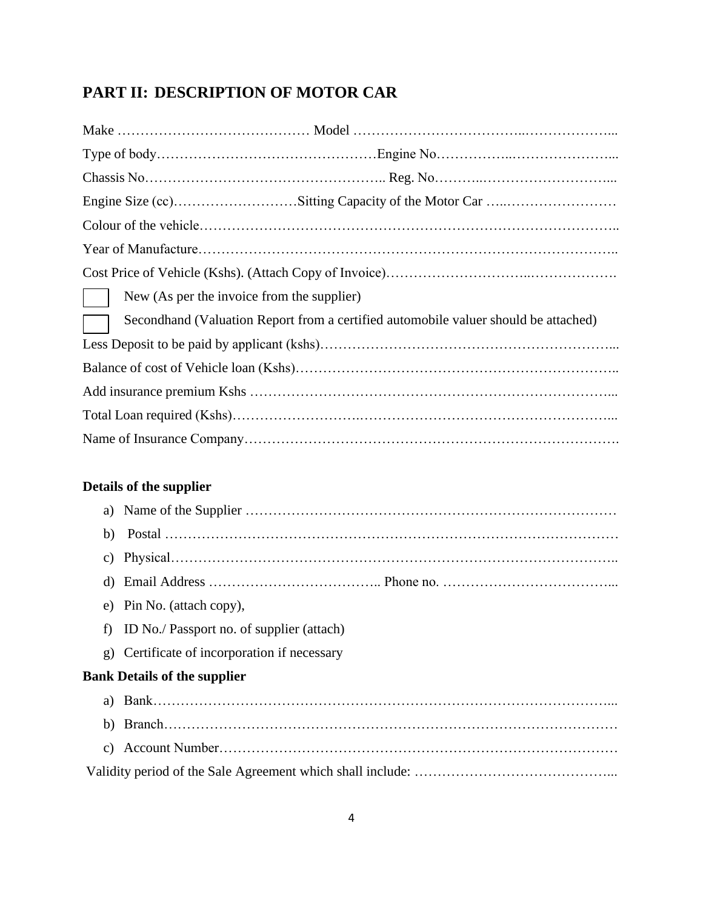## PART II: DESCRIPTION OF MOTOR CAR

Make …………………………………… Model ………………………………..………………...

Type of body…………………………………………Engine No……………..…………………...

Chassis No…………………………………………….. Reg. No………..………………………...

Engine Size (cc)………………………Sitting Capacity of the Motor Car …..……………………

Colour of the vehicle……………………………………………………………………………..

Year of Manufacture……………………………………………………………………………..

Cost Price of Vehicle (Kshs). (Attach Copy of Invoice)…………………………..……………….

☐ New (As per the invoice from the supplier)

☐ Secondhand (Valuation Report from a certified automobile valuer should be attached)

Less Deposit to be paid by applicant (kshs)……………………………………………………...

Balance of cost of Vehicle loan (Kshs)……………………………………………………………..

Add insurance premium Kshs ……………………………………………………………………...

Total Loan required (Kshs)……………………….………………………………………………...

Name of Insurance Company……………………………………………………………………….

**Details of the supplier**

a) Name of the Supplier ………………………………………………………………………

b) Postal ……………………………………………………………………………………

c) Physical……………………………………………………………………………………..

d) Email Address ……………………………….. Phone no. ………………………………...

e) Pin No. (attach copy),

f) ID No./ Passport no. of supplier (attach)

g) Certificate of incorporation if necessary

**Bank Details of the supplier**

a) Bank…………………………………………………………………………………………...

b) Branch………………………………………………………………………………………

c) Account Number……………………………………………………………………………

Validity period of the Sale Agreement which shall include: ……………………………………...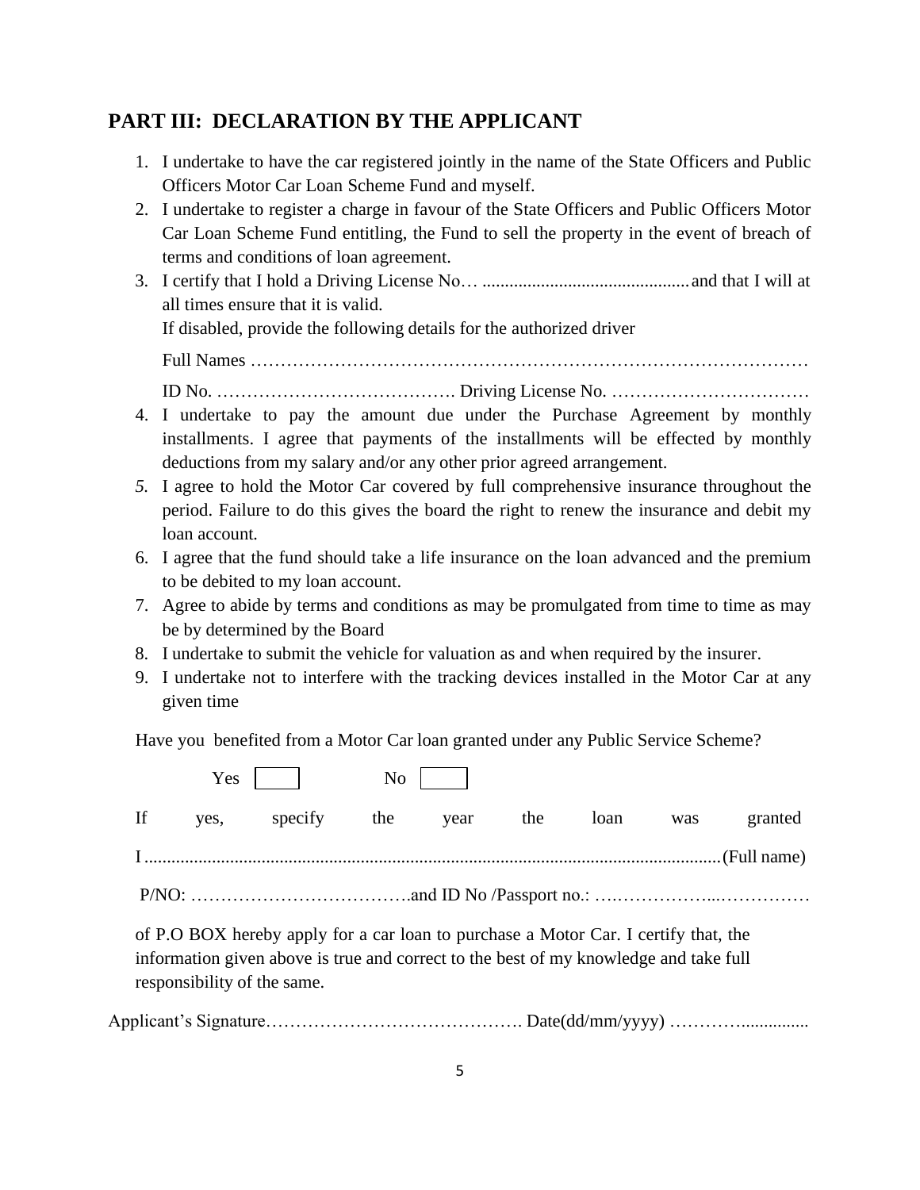## PART III: DECLARATION BY THE APPLICANT

1. I undertake to have the car registered jointly in the name of the State Officers and Public Officers Motor Car Loan Scheme Fund and myself.
2. I undertake to register a charge in favour of the State Officers and Public Officers Motor Car Loan Scheme Fund entitling, the Fund to sell the property in the event of breach of terms and conditions of loan agreement.
3. I certify that I hold a Driving License No… ............................................. and that I will at all times ensure that it is valid.

   If disabled, provide the following details for the authorized driver

   Full Names …………………………………………………………………………………

   ID No. …………………………………. Driving License No. ……………………………
4. I undertake to pay the amount due under the Purchase Agreement by monthly installments. I agree that payments of the installments will be effected by monthly deductions from my salary and/or any other prior agreed arrangement.
5. I agree to hold the Motor Car covered by full comprehensive insurance throughout the period. Failure to do this gives the board the right to renew the insurance and debit my loan account.
6. I agree that the fund should take a life insurance on the loan advanced and the premium to be debited to my loan account.
7. Agree to abide by terms and conditions as may be promulgated from time to time as may be by determined by the Board
8. I undertake to submit the vehicle for valuation as and when required by the insurer.
9. I undertake not to interfere with the tracking devices installed in the Motor Car at any given time

Have you benefited from a Motor Car loan granted under any Public Service Scheme?

Yes ☐ No ☐

If yes, specify the year the loan was granted

I .............................................................................................................................(Full name)

P/NO: ……………………………….and ID No /Passport no.: ….……………...……………

of P.O BOX hereby apply for a car loan to purchase a Motor Car. I certify that, the information given above is true and correct to the best of my knowledge and take full responsibility of the same.

Applicant's Signature……………………………………. Date(dd/mm/yyyy) …………..............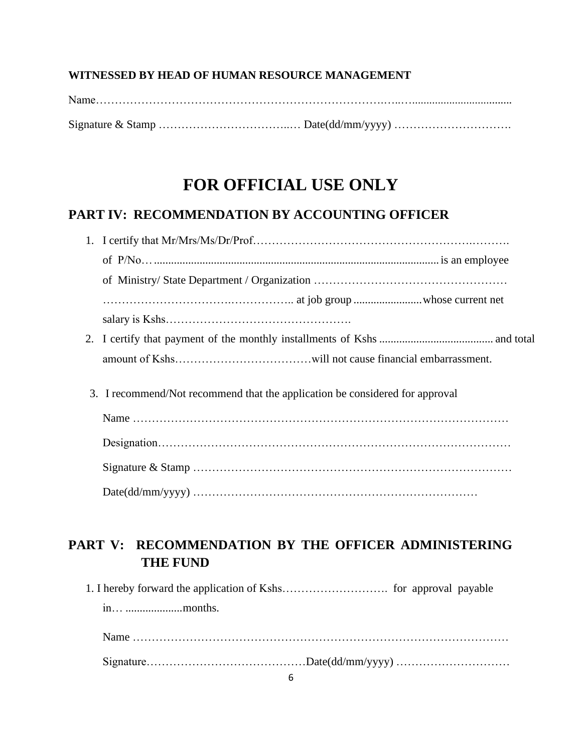**WITNESSED BY HEAD OF HUMAN RESOURCE MANAGEMENT**

Name……………………………………………………………………….….….....................................

Signature & Stamp ……………………………..… Date(dd/mm/yyyy) ………………………….

# FOR OFFICIAL USE ONLY

## PART IV: RECOMMENDATION BY ACCOUNTING OFFICER

1. I certify that Mr/Mrs/Ms/Dr/Prof…………………………………………………..………. of P/No… .................................................................................................... is an employee of Ministry/ State Department / Organization …………………………………………… ……………………………………………….. at job group ........................whose current net salary is Kshs………………………………………….
2. I certify that payment of the monthly installments of Kshs ........................................ and total amount of Kshs………………………………will not cause financial embarrassment.
3. I recommend/Not recommend that the application be considered for approval

   Name ………………………………………………………………………………………

   Designation…………………………………………………………………………………

   Signature & Stamp …………………………………………………………………………

   Date(dd/mm/yyyy) …………………………………………………………………

## PART V: RECOMMENDATION BY THE OFFICER ADMINISTERING THE FUND

1. I hereby forward the application of Kshs………………………. for approval payable in… ....................months.

   Name ………………………………………………………………………………………

   Signature……………………………………Date(dd/mm/yyyy) …………………………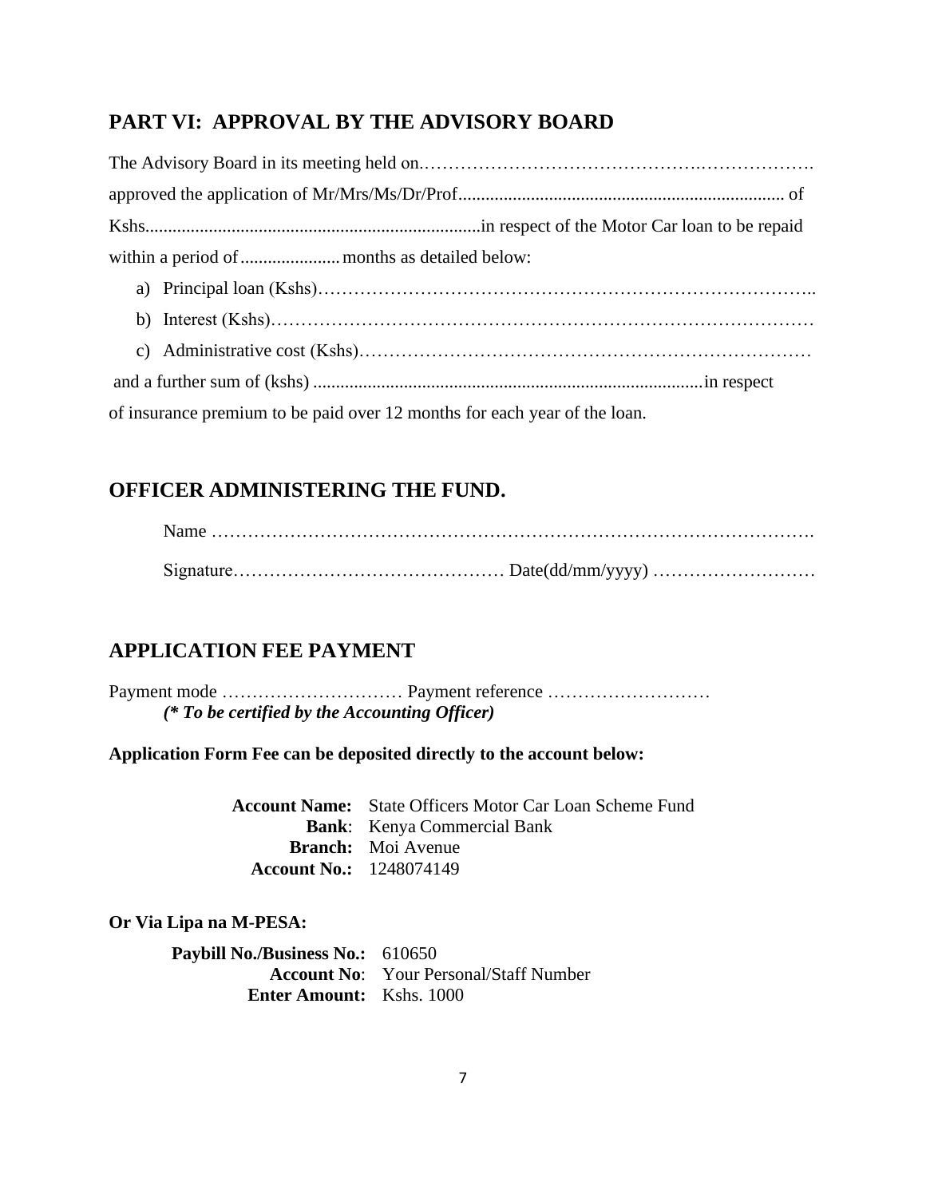## PART VI: APPROVAL BY THE ADVISORY BOARD

The Advisory Board in its meeting held on……………………………………….………………. approved the application of Mr/Mrs/Ms/Dr/Prof......................................................................... of Kshs..........................................................................in respect of the Motor Car loan to be repaid within a period of ...................... months as detailed below:

a) Principal loan (Kshs)……………………………………………………………………..
b) Interest (Kshs)………………………………………………………………………………
c) Administrative cost (Kshs)…………………………………………………………………

and a further sum of (kshs) ......................................................................................in respect of insurance premium to be paid over 12 months for each year of the loan.

## OFFICER ADMINISTERING THE FUND.

Name ……………………………………………………………………………………….

Signature……………………………………… Date(dd/mm/yyyy) ………………………

## APPLICATION FEE PAYMENT

Payment mode ………………………… Payment reference ………………………
***(\* To be certified by the Accounting Officer)***

**Application Form Fee can be deposited directly to the account below:**

**Account Name:** State Officers Motor Car Loan Scheme Fund
**Bank**: Kenya Commercial Bank
**Branch:** Moi Avenue
**Account No.:** 1248074149

**Or Via Lipa na M-PESA:**

**Paybill No./Business No.:** 610650
**Account No**: Your Personal/Staff Number
**Enter Amount:** Kshs. 1000